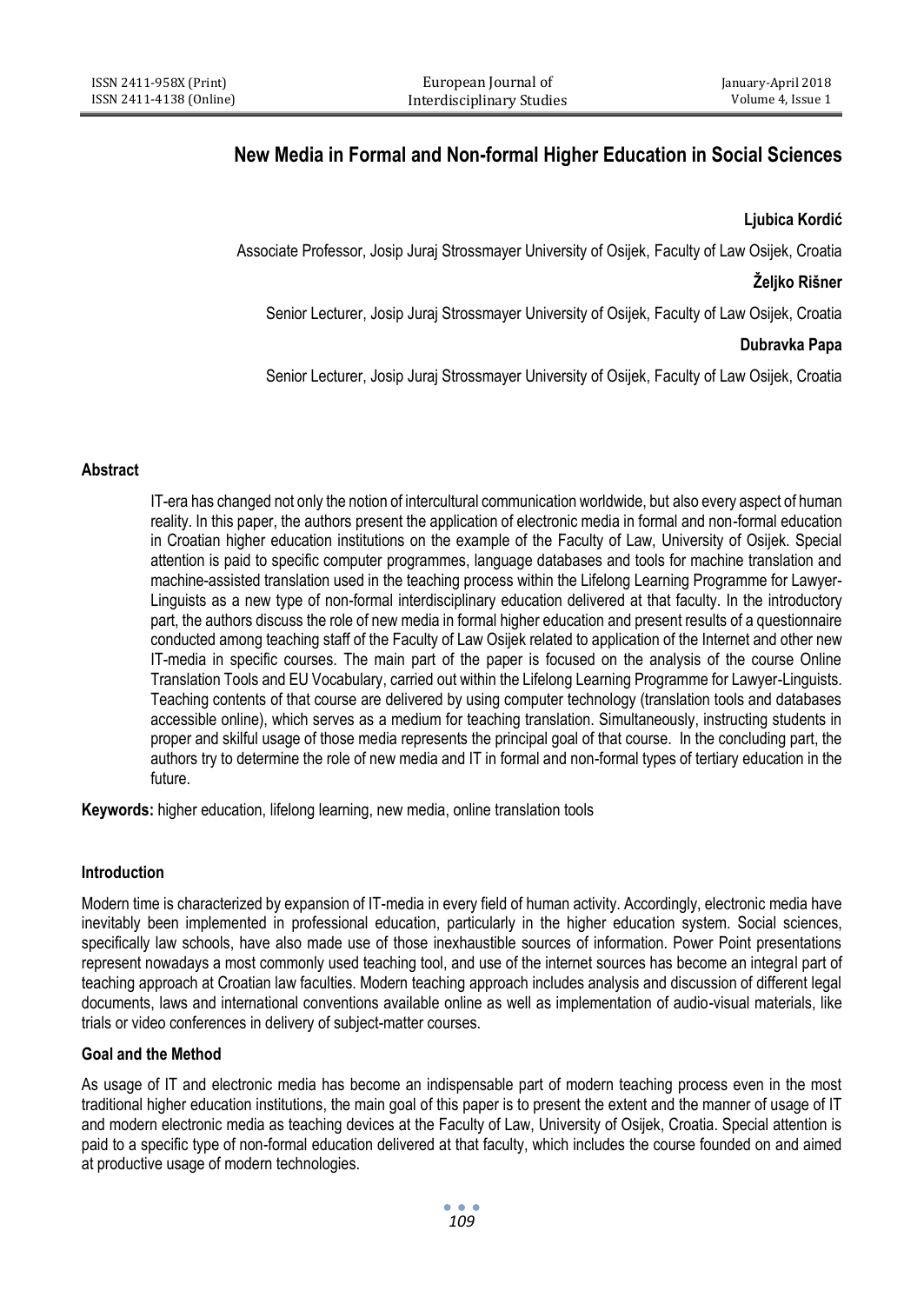# New Media in Formal and Non-formal Higher Education in Social Sciences

**Ljubica Kordić**

Associate Professor, Josip Juraj Strossmayer University of Osijek, Faculty of Law Osijek, Croatia

**Željko Rišner**

Senior Lecturer, Josip Juraj Strossmayer University of Osijek, Faculty of Law Osijek, Croatia

**Dubravka Papa**

Senior Lecturer, Josip Juraj Strossmayer University of Osijek, Faculty of Law Osijek, Croatia

## Abstract

IT-era has changed not only the notion of intercultural communication worldwide, but also every aspect of human reality. In this paper, the authors present the application of electronic media in formal and non-formal education in Croatian higher education institutions on the example of the Faculty of Law, University of Osijek. Special attention is paid to specific computer programmes, language databases and tools for machine translation and machine-assisted translation used in the teaching process within the Lifelong Learning Programme for Lawyer-Linguists as a new type of non-formal interdisciplinary education delivered at that faculty. In the introductory part, the authors discuss the role of new media in formal higher education and present results of a questionnaire conducted among teaching staff of the Faculty of Law Osijek related to application of the Internet and other new IT-media in specific courses. The main part of the paper is focused on the analysis of the course Online Translation Tools and EU Vocabulary, carried out within the Lifelong Learning Programme for Lawyer-Linguists. Teaching contents of that course are delivered by using computer technology (translation tools and databases accessible online), which serves as a medium for teaching translation. Simultaneously, instructing students in proper and skilful usage of those media represents the principal goal of that course. In the concluding part, the authors try to determine the role of new media and IT in formal and non-formal types of tertiary education in the future.

**Keywords:** higher education, lifelong learning, new media, online translation tools

## Introduction

Modern time is characterized by expansion of IT-media in every field of human activity. Accordingly, electronic media have inevitably been implemented in professional education, particularly in the higher education system. Social sciences, specifically law schools, have also made use of those inexhaustible sources of information. Power Point presentations represent nowadays a most commonly used teaching tool, and use of the internet sources has become an integral part of teaching approach at Croatian law faculties. Modern teaching approach includes analysis and discussion of different legal documents, laws and international conventions available online as well as implementation of audio-visual materials, like trials or video conferences in delivery of subject-matter courses.

## Goal and the Method

As usage of IT and electronic media has become an indispensable part of modern teaching process even in the most traditional higher education institutions, the main goal of this paper is to present the extent and the manner of usage of IT and modern electronic media as teaching devices at the Faculty of Law, University of Osijek, Croatia. Special attention is paid to a specific type of non-formal education delivered at that faculty, which includes the course founded on and aimed at productive usage of modern technologies.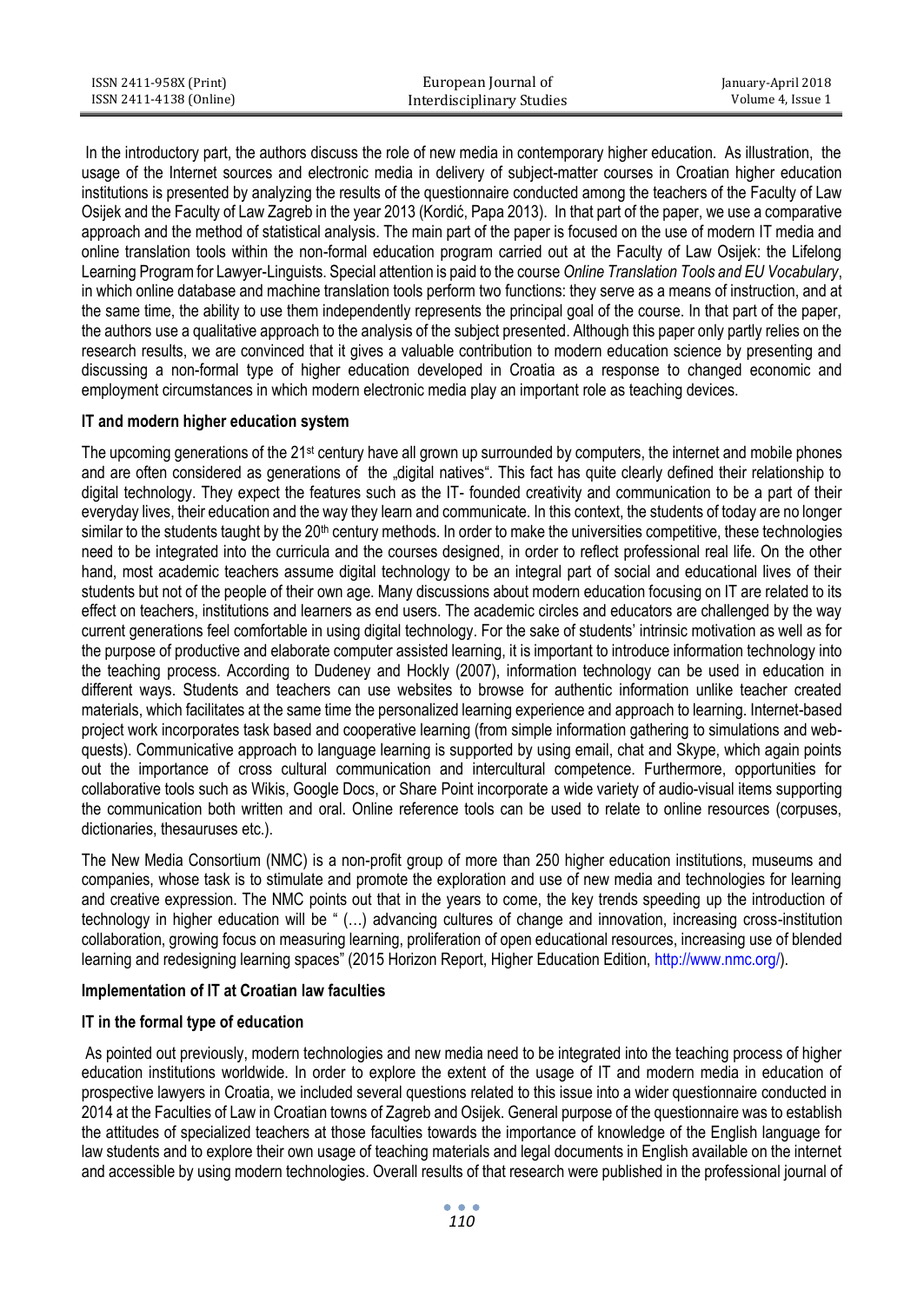In the introductory part, the authors discuss the role of new media in contemporary higher education. As illustration, the usage of the Internet sources and electronic media in delivery of subject-matter courses in Croatian higher education institutions is presented by analyzing the results of the questionnaire conducted among the teachers of the Faculty of Law Osijek and the Faculty of Law Zagreb in the year 2013 (Kordić, Papa 2013). In that part of the paper, we use a comparative approach and the method of statistical analysis. The main part of the paper is focused on the use of modern IT media and online translation tools within the non-formal education program carried out at the Faculty of Law Osijek: the Lifelong Learning Program for Lawyer-Linguists. Special attention is paid to the course *Online Translation Tools and EU Vocabulary*, in which online database and machine translation tools perform two functions: they serve as a means of instruction, and at the same time, the ability to use them independently represents the principal goal of the course. In that part of the paper, the authors use a qualitative approach to the analysis of the subject presented. Although this paper only partly relies on the research results, we are convinced that it gives a valuable contribution to modern education science by presenting and discussing a non-formal type of higher education developed in Croatia as a response to changed economic and employment circumstances in which modern electronic media play an important role as teaching devices.

**IT and modern higher education system**

The upcoming generations of the 21st century have all grown up surrounded by computers, the internet and mobile phones and are often considered as generations of the „digital natives". This fact has quite clearly defined their relationship to digital technology. They expect the features such as the IT- founded creativity and communication to be a part of their everyday lives, their education and the way they learn and communicate. In this context, the students of today are no longer similar to the students taught by the 20th century methods. In order to make the universities competitive, these technologies need to be integrated into the curricula and the courses designed, in order to reflect professional real life. On the other hand, most academic teachers assume digital technology to be an integral part of social and educational lives of their students but not of the people of their own age. Many discussions about modern education focusing on IT are related to its effect on teachers, institutions and learners as end users. The academic circles and educators are challenged by the way current generations feel comfortable in using digital technology. For the sake of students' intrinsic motivation as well as for the purpose of productive and elaborate computer assisted learning, it is important to introduce information technology into the teaching process. According to Dudeney and Hockly (2007), information technology can be used in education in different ways. Students and teachers can use websites to browse for authentic information unlike teacher created materials, which facilitates at the same time the personalized learning experience and approach to learning. Internet-based project work incorporates task based and cooperative learning (from simple information gathering to simulations and web-quests). Communicative approach to language learning is supported by using email, chat and Skype, which again points out the importance of cross cultural communication and intercultural competence. Furthermore, opportunities for collaborative tools such as Wikis, Google Docs, or Share Point incorporate a wide variety of audio-visual items supporting the communication both written and oral. Online reference tools can be used to relate to online resources (corpuses, dictionaries, thesauruses etc.).

The New Media Consortium (NMC) is a non-profit group of more than 250 higher education institutions, museums and companies, whose task is to stimulate and promote the exploration and use of new media and technologies for learning and creative expression. The NMC points out that in the years to come, the key trends speeding up the introduction of technology in higher education will be " (…) advancing cultures of change and innovation, increasing cross-institution collaboration, growing focus on measuring learning, proliferation of open educational resources, increasing use of blended learning and redesigning learning spaces" (2015 Horizon Report, Higher Education Edition, http://www.nmc.org/).

**Implementation of IT at Croatian law faculties**

**IT in the formal type of education**

As pointed out previously, modern technologies and new media need to be integrated into the teaching process of higher education institutions worldwide. In order to explore the extent of the usage of IT and modern media in education of prospective lawyers in Croatia, we included several questions related to this issue into a wider questionnaire conducted in 2014 at the Faculties of Law in Croatian towns of Zagreb and Osijek. General purpose of the questionnaire was to establish the attitudes of specialized teachers at those faculties towards the importance of knowledge of the English language for law students and to explore their own usage of teaching materials and legal documents in English available on the internet and accessible by using modern technologies. Overall results of that research were published in the professional journal of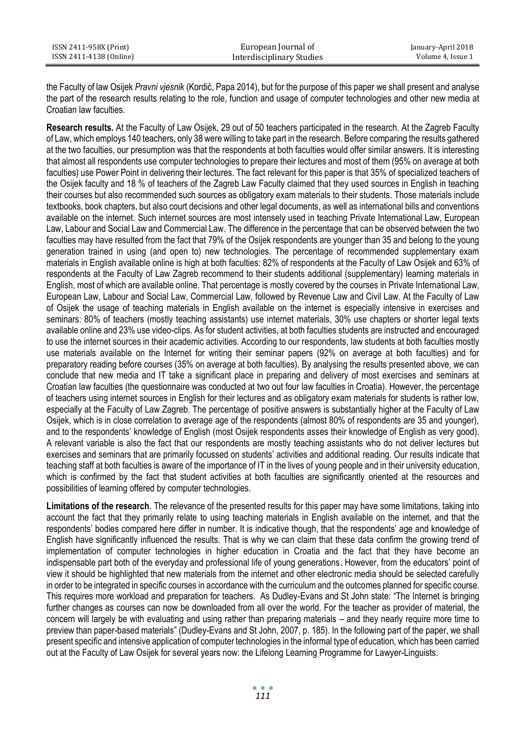the Faculty of law Osijek *Pravni vjesnik* (Kordić, Papa 2014), but for the purpose of this paper we shall present and analyse the part of the research results relating to the role, function and usage of computer technologies and other new media at Croatian law faculties.

**Research results.** At the Faculty of Law Osijek, 29 out of 50 teachers participated in the research. At the Zagreb Faculty of Law, which employs 140 teachers, only 38 were willing to take part in the research. Before comparing the results gathered at the two faculties, our presumption was that the respondents at both faculties would offer similar answers. It is interesting that almost all respondents use computer technologies to prepare their lectures and most of them (95% on average at both faculties) use Power Point in delivering their lectures. The fact relevant for this paper is that 35% of specialized teachers of the Osijek faculty and 18 % of teachers of the Zagreb Law Faculty claimed that they used sources in English in teaching their courses but also recommended such sources as obligatory exam materials to their students. Those materials include textbooks, book chapters, but also court decisions and other legal documents, as well as international bills and conventions available on the internet. Such internet sources are most intensely used in teaching Private International Law, European Law, Labour and Social Law and Commercial Law. The difference in the percentage that can be observed between the two faculties may have resulted from the fact that 79% of the Osijek respondents are younger than 35 and belong to the young generation trained in using (and open to) new technologies. The percentage of recommended supplementary exam materials in English available online is high at both faculties: 82% of respondents at the Faculty of Law Osijek and 63% of respondents at the Faculty of Law Zagreb recommend to their students additional (supplementary) learning materials in English, most of which are available online. That percentage is mostly covered by the courses in Private International Law, European Law, Labour and Social Law, Commercial Law, followed by Revenue Law and Civil Law. At the Faculty of Law of Osijek the usage of teaching materials in English available on the internet is especially intensive in exercises and seminars: 80% of teachers (mostly teaching assistants) use internet materials, 30% use chapters or shorter legal texts available online and 23% use video-clips. As for student activities, at both faculties students are instructed and encouraged to use the internet sources in their academic activities. According to our respondents, law students at both faculties mostly use materials available on the Internet for writing their seminar papers (92% on average at both faculties) and for preparatory reading before courses (35% on average at both faculties). By analysing the results presented above, we can conclude that new media and IT take a significant place in preparing and delivery of most exercises and seminars at Croatian law faculties (the questionnaire was conducted at two out four law faculties in Croatia). However, the percentage of teachers using internet sources in English for their lectures and as obligatory exam materials for students is rather low, especially at the Faculty of Law Zagreb. The percentage of positive answers is substantially higher at the Faculty of Law Osijek, which is in close correlation to average age of the respondents (almost 80% of respondents are 35 and younger), and to the respondents' knowledge of English (most Osijek respondents asses their knowledge of English as very good). A relevant variable is also the fact that our respondents are mostly teaching assistants who do not deliver lectures but exercises and seminars that are primarily focussed on students' activities and additional reading. Our results indicate that teaching staff at both faculties is aware of the importance of IT in the lives of young people and in their university education, which is confirmed by the fact that student activities at both faculties are significantly oriented at the resources and possibilities of learning offered by computer technologies.

**Limitations of the research**. The relevance of the presented results for this paper may have some limitations, taking into account the fact that they primarily relate to using teaching materials in English available on the internet, and that the respondents' bodies compared here differ in number. It is indicative though, that the respondents' age and knowledge of English have significantly influenced the results. That is why we can claim that these data confirm the growing trend of implementation of computer technologies in higher education in Croatia and the fact that they have become an indispensable part both of the everyday and professional life of young generations. However, from the educators' point of view it should be highlighted that new materials from the internet and other electronic media should be selected carefully in order to be integrated in specific courses in accordance with the curriculum and the outcomes planned for specific course. This requires more workload and preparation for teachers. As Dudley-Evans and St John state: "The Internet is bringing further changes as courses can now be downloaded from all over the world. For the teacher as provider of material, the concern will largely be with evaluating and using rather than preparing materials – and they nearly require more time to preview than paper-based materials" (Dudley-Evans and St John, 2007, p. 185). In the following part of the paper, we shall present specific and intensive application of computer technologies in the informal type of education, which has been carried out at the Faculty of Law Osijek for several years now: the Lifelong Learning Programme for Lawyer-Linguists.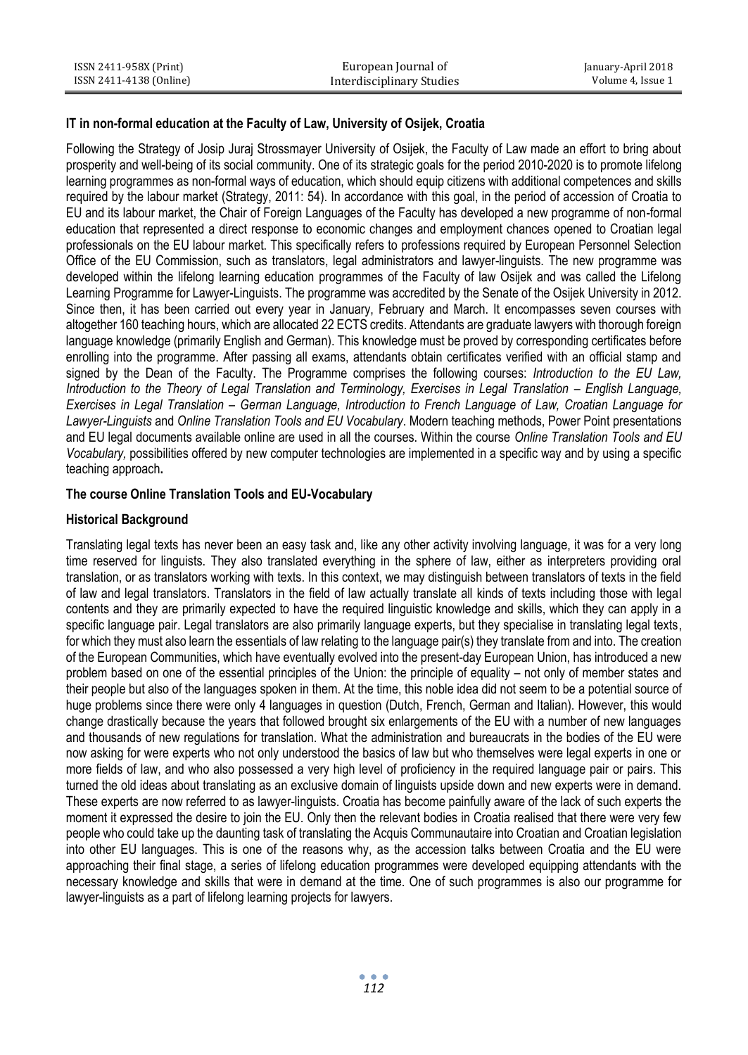### IT in non-formal education at the Faculty of Law, University of Osijek, Croatia

Following the Strategy of Josip Juraj Strossmayer University of Osijek, the Faculty of Law made an effort to bring about prosperity and well-being of its social community. One of its strategic goals for the period 2010-2020 is to promote lifelong learning programmes as non-formal ways of education, which should equip citizens with additional competences and skills required by the labour market (Strategy, 2011: 54). In accordance with this goal, in the period of accession of Croatia to EU and its labour market, the Chair of Foreign Languages of the Faculty has developed a new programme of non-formal education that represented a direct response to economic changes and employment chances opened to Croatian legal professionals on the EU labour market. This specifically refers to professions required by European Personnel Selection Office of the EU Commission, such as translators, legal administrators and lawyer-linguists. The new programme was developed within the lifelong learning education programmes of the Faculty of law Osijek and was called the Lifelong Learning Programme for Lawyer-Linguists. The programme was accredited by the Senate of the Osijek University in 2012. Since then, it has been carried out every year in January, February and March. It encompasses seven courses with altogether 160 teaching hours, which are allocated 22 ECTS credits. Attendants are graduate lawyers with thorough foreign language knowledge (primarily English and German). This knowledge must be proved by corresponding certificates before enrolling into the programme. After passing all exams, attendants obtain certificates verified with an official stamp and signed by the Dean of the Faculty. The Programme comprises the following courses: *Introduction to the EU Law, Introduction to the Theory of Legal Translation and Terminology, Exercises in Legal Translation – English Language, Exercises in Legal Translation – German Language, Introduction to French Language of Law, Croatian Language for Lawyer-Linguists* and *Online Translation Tools and EU Vocabulary*. Modern teaching methods, Power Point presentations and EU legal documents available online are used in all the courses. Within the course *Online Translation Tools and EU Vocabulary,* possibilities offered by new computer technologies are implemented in a specific way and by using a specific teaching approach**.**

### The course Online Translation Tools and EU-Vocabulary

#### Historical Background

Translating legal texts has never been an easy task and, like any other activity involving language, it was for a very long time reserved for linguists. They also translated everything in the sphere of law, either as interpreters providing oral translation, or as translators working with texts. In this context, we may distinguish between translators of texts in the field of law and legal translators. Translators in the field of law actually translate all kinds of texts including those with legal contents and they are primarily expected to have the required linguistic knowledge and skills, which they can apply in a specific language pair. Legal translators are also primarily language experts, but they specialise in translating legal texts, for which they must also learn the essentials of law relating to the language pair(s) they translate from and into. The creation of the European Communities, which have eventually evolved into the present-day European Union, has introduced a new problem based on one of the essential principles of the Union: the principle of equality – not only of member states and their people but also of the languages spoken in them. At the time, this noble idea did not seem to be a potential source of huge problems since there were only 4 languages in question (Dutch, French, German and Italian). However, this would change drastically because the years that followed brought six enlargements of the EU with a number of new languages and thousands of new regulations for translation. What the administration and bureaucrats in the bodies of the EU were now asking for were experts who not only understood the basics of law but who themselves were legal experts in one or more fields of law, and who also possessed a very high level of proficiency in the required language pair or pairs. This turned the old ideas about translating as an exclusive domain of linguists upside down and new experts were in demand. These experts are now referred to as lawyer-linguists. Croatia has become painfully aware of the lack of such experts the moment it expressed the desire to join the EU. Only then the relevant bodies in Croatia realised that there were very few people who could take up the daunting task of translating the Acquis Communautaire into Croatian and Croatian legislation into other EU languages. This is one of the reasons why, as the accession talks between Croatia and the EU were approaching their final stage, a series of lifelong education programmes were developed equipping attendants with the necessary knowledge and skills that were in demand at the time. One of such programmes is also our programme for lawyer-linguists as a part of lifelong learning projects for lawyers.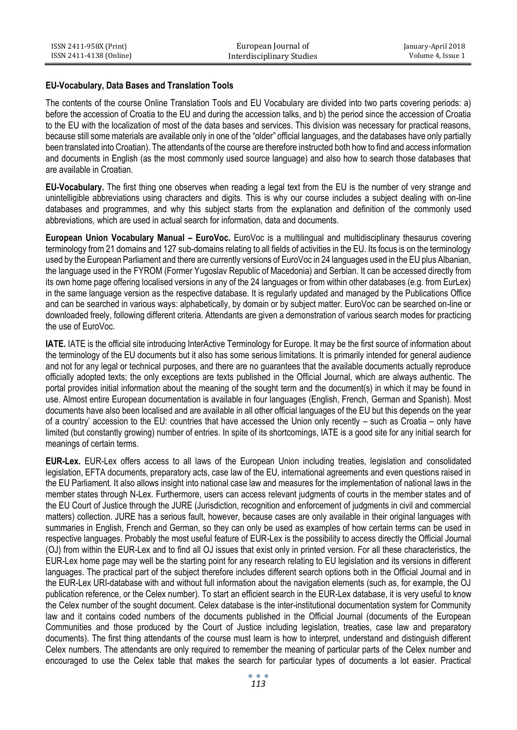**EU-Vocabulary, Data Bases and Translation Tools**

The contents of the course Online Translation Tools and EU Vocabulary are divided into two parts covering periods: a) before the accession of Croatia to the EU and during the accession talks, and b) the period since the accession of Croatia to the EU with the localization of most of the data bases and services. This division was necessary for practical reasons, because still some materials are available only in one of the "older" official languages, and the databases have only partially been translated into Croatian). The attendants of the course are therefore instructed both how to find and access information and documents in English (as the most commonly used source language) and also how to search those databases that are available in Croatian.

**EU-Vocabulary.** The first thing one observes when reading a legal text from the EU is the number of very strange and unintelligible abbreviations using characters and digits. This is why our course includes a subject dealing with on-line databases and programmes, and why this subject starts from the explanation and definition of the commonly used abbreviations, which are used in actual search for information, data and documents.

**European Union Vocabulary Manual – EuroVoc.** EuroVoc is a multilingual and multidisciplinary thesaurus covering terminology from 21 domains and 127 sub-domains relating to all fields of activities in the EU. Its focus is on the terminology used by the European Parliament and there are currently versions of EuroVoc in 24 languages used in the EU plus Albanian, the language used in the FYROM (Former Yugoslav Republic of Macedonia) and Serbian. It can be accessed directly from its own home page offering localised versions in any of the 24 languages or from within other databases (e.g. from EurLex) in the same language version as the respective database. It is regularly updated and managed by the Publications Office and can be searched in various ways: alphabetically, by domain or by subject matter. EuroVoc can be searched on-line or downloaded freely, following different criteria. Attendants are given a demonstration of various search modes for practicing the use of EuroVoc.

**IATE.** IATE is the official site introducing InterActive Terminology for Europe. It may be the first source of information about the terminology of the EU documents but it also has some serious limitations. It is primarily intended for general audience and not for any legal or technical purposes, and there are no guarantees that the available documents actually reproduce officially adopted texts; the only exceptions are texts published in the Official Journal, which are always authentic. The portal provides initial information about the meaning of the sought term and the document(s) in which it may be found in use. Almost entire European documentation is available in four languages (English, French, German and Spanish). Most documents have also been localised and are available in all other official languages of the EU but this depends on the year of a country' accession to the EU: countries that have accessed the Union only recently – such as Croatia – only have limited (but constantly growing) number of entries. In spite of its shortcomings, IATE is a good site for any initial search for meanings of certain terms.

**EUR-Lex.** EUR-Lex offers access to all laws of the European Union including treaties, legislation and consolidated legislation, EFTA documents, preparatory acts, case law of the EU, international agreements and even questions raised in the EU Parliament. It also allows insight into national case law and measures for the implementation of national laws in the member states through N-Lex. Furthermore, users can access relevant judgments of courts in the member states and of the EU Court of Justice through the JURE (Jurisdiction, recognition and enforcement of judgments in civil and commercial matters) collection. JURE has a serious fault, however, because cases are only available in their original languages with summaries in English, French and German, so they can only be used as examples of how certain terms can be used in respective languages. Probably the most useful feature of EUR-Lex is the possibility to access directly the Official Journal (OJ) from within the EUR-Lex and to find all OJ issues that exist only in printed version. For all these characteristics, the EUR-Lex home page may well be the starting point for any research relating to EU legislation and its versions in different languages. The practical part of the subject therefore includes different search options both in the Official Journal and in the EUR-Lex URI-database with and without full information about the navigation elements (such as, for example, the OJ publication reference, or the Celex number). To start an efficient search in the EUR-Lex database, it is very useful to know the Celex number of the sought document. Celex database is the inter-institutional documentation system for Community law and it contains coded numbers of the documents published in the Official Journal (documents of the European Communities and those produced by the Court of Justice including legislation, treaties, case law and preparatory documents). The first thing attendants of the course must learn is how to interpret, understand and distinguish different Celex numbers. The attendants are only required to remember the meaning of particular parts of the Celex number and encouraged to use the Celex table that makes the search for particular types of documents a lot easier. Practical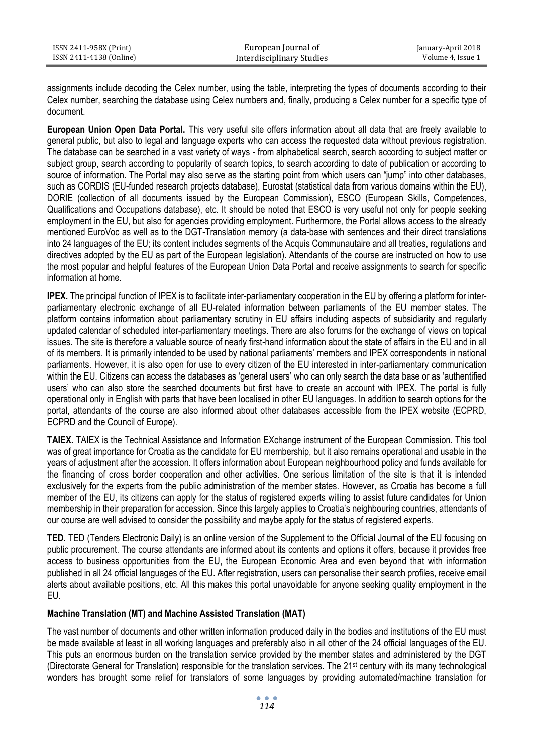assignments include decoding the Celex number, using the table, interpreting the types of documents according to their Celex number, searching the database using Celex numbers and, finally, producing a Celex number for a specific type of document.

**European Union Open Data Portal.** This very useful site offers information about all data that are freely available to general public, but also to legal and language experts who can access the requested data without previous registration. The database can be searched in a vast variety of ways - from alphabetical search, search according to subject matter or subject group, search according to popularity of search topics, to search according to date of publication or according to source of information. The Portal may also serve as the starting point from which users can "jump" into other databases, such as CORDIS (EU-funded research projects database), Eurostat (statistical data from various domains within the EU), DORIE (collection of all documents issued by the European Commission), ESCO (European Skills, Competences, Qualifications and Occupations database), etc. It should be noted that ESCO is very useful not only for people seeking employment in the EU, but also for agencies providing employment. Furthermore, the Portal allows access to the already mentioned EuroVoc as well as to the DGT-Translation memory (a data-base with sentences and their direct translations into 24 languages of the EU; its content includes segments of the Acquis Communautaire and all treaties, regulations and directives adopted by the EU as part of the European legislation). Attendants of the course are instructed on how to use the most popular and helpful features of the European Union Data Portal and receive assignments to search for specific information at home.

**IPEX.** The principal function of IPEX is to facilitate inter-parliamentary cooperation in the EU by offering a platform for inter-parliamentary electronic exchange of all EU-related information between parliaments of the EU member states. The platform contains information about parliamentary scrutiny in EU affairs including aspects of subsidiarity and regularly updated calendar of scheduled inter-parliamentary meetings. There are also forums for the exchange of views on topical issues. The site is therefore a valuable source of nearly first-hand information about the state of affairs in the EU and in all of its members. It is primarily intended to be used by national parliaments' members and IPEX correspondents in national parliaments. However, it is also open for use to every citizen of the EU interested in inter-parliamentary communication within the EU. Citizens can access the databases as 'general users' who can only search the data base or as 'authentified users' who can also store the searched documents but first have to create an account with IPEX. The portal is fully operational only in English with parts that have been localised in other EU languages. In addition to search options for the portal, attendants of the course are also informed about other databases accessible from the IPEX website (ECPRD, ECPRD and the Council of Europe).

**TAIEX.** TAIEX is the Technical Assistance and Information EXchange instrument of the European Commission. This tool was of great importance for Croatia as the candidate for EU membership, but it also remains operational and usable in the years of adjustment after the accession. It offers information about European neighbourhood policy and funds available for the financing of cross border cooperation and other activities. One serious limitation of the site is that it is intended exclusively for the experts from the public administration of the member states. However, as Croatia has become a full member of the EU, its citizens can apply for the status of registered experts willing to assist future candidates for Union membership in their preparation for accession. Since this largely applies to Croatia's neighbouring countries, attendants of our course are well advised to consider the possibility and maybe apply for the status of registered experts.

**TED.** TED (Tenders Electronic Daily) is an online version of the Supplement to the Official Journal of the EU focusing on public procurement. The course attendants are informed about its contents and options it offers, because it provides free access to business opportunities from the EU, the European Economic Area and even beyond that with information published in all 24 official languages of the EU. After registration, users can personalise their search profiles, receive email alerts about available positions, etc. All this makes this portal unavoidable for anyone seeking quality employment in the EU.

**Machine Translation (MT) and Machine Assisted Translation (MAT)**

The vast number of documents and other written information produced daily in the bodies and institutions of the EU must be made available at least in all working languages and preferably also in all other of the 24 official languages of the EU. This puts an enormous burden on the translation service provided by the member states and administered by the DGT (Directorate General for Translation) responsible for the translation services. The 21st century with its many technological wonders has brought some relief for translators of some languages by providing automated/machine translation for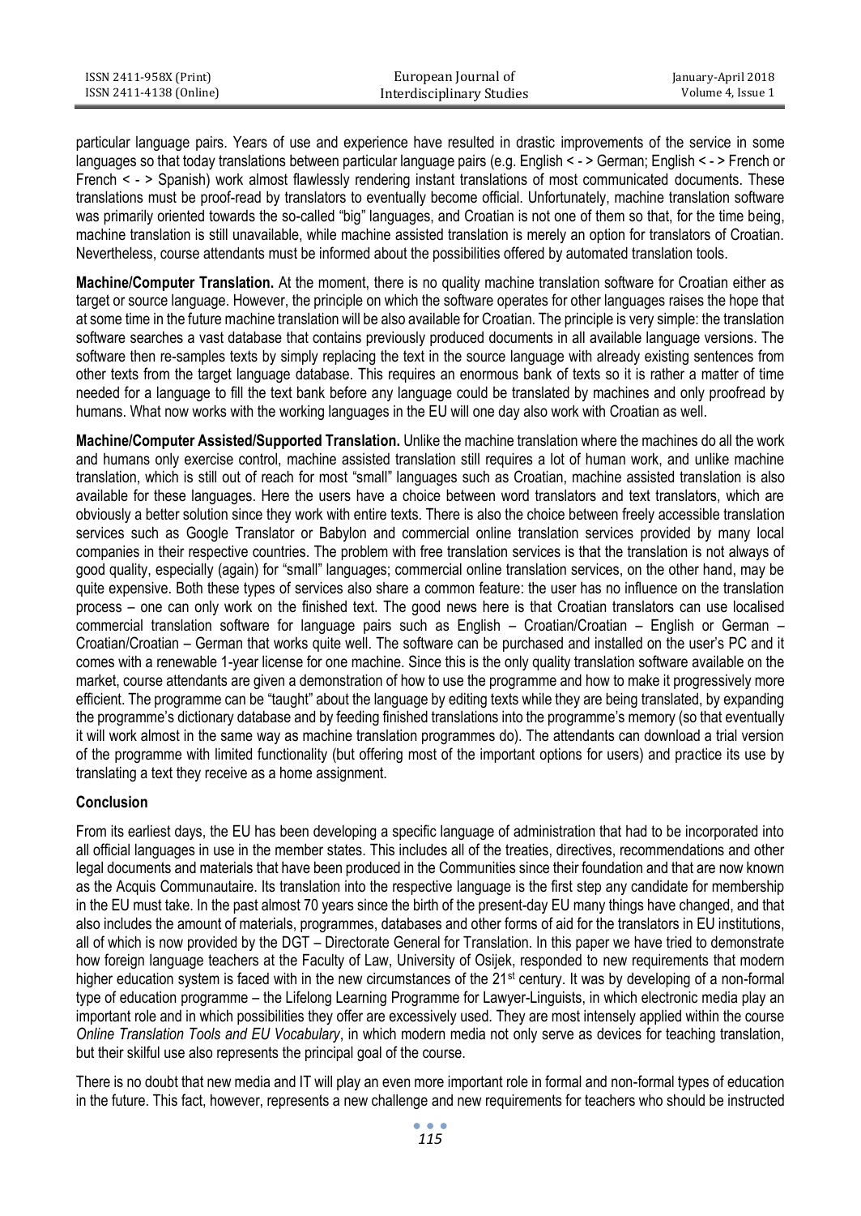particular language pairs. Years of use and experience have resulted in drastic improvements of the service in some languages so that today translations between particular language pairs (e.g. English < - > German; English < - > French or French < - > Spanish) work almost flawlessly rendering instant translations of most communicated documents. These translations must be proof-read by translators to eventually become official. Unfortunately, machine translation software was primarily oriented towards the so-called "big" languages, and Croatian is not one of them so that, for the time being, machine translation is still unavailable, while machine assisted translation is merely an option for translators of Croatian. Nevertheless, course attendants must be informed about the possibilities offered by automated translation tools.

**Machine/Computer Translation.** At the moment, there is no quality machine translation software for Croatian either as target or source language. However, the principle on which the software operates for other languages raises the hope that at some time in the future machine translation will be also available for Croatian. The principle is very simple: the translation software searches a vast database that contains previously produced documents in all available language versions. The software then re-samples texts by simply replacing the text in the source language with already existing sentences from other texts from the target language database. This requires an enormous bank of texts so it is rather a matter of time needed for a language to fill the text bank before any language could be translated by machines and only proofread by humans. What now works with the working languages in the EU will one day also work with Croatian as well.

**Machine/Computer Assisted/Supported Translation.** Unlike the machine translation where the machines do all the work and humans only exercise control, machine assisted translation still requires a lot of human work, and unlike machine translation, which is still out of reach for most "small" languages such as Croatian, machine assisted translation is also available for these languages. Here the users have a choice between word translators and text translators, which are obviously a better solution since they work with entire texts. There is also the choice between freely accessible translation services such as Google Translator or Babylon and commercial online translation services provided by many local companies in their respective countries. The problem with free translation services is that the translation is not always of good quality, especially (again) for "small" languages; commercial online translation services, on the other hand, may be quite expensive. Both these types of services also share a common feature: the user has no influence on the translation process – one can only work on the finished text. The good news here is that Croatian translators can use localised commercial translation software for language pairs such as English – Croatian/Croatian – English or German – Croatian/Croatian – German that works quite well. The software can be purchased and installed on the user's PC and it comes with a renewable 1-year license for one machine. Since this is the only quality translation software available on the market, course attendants are given a demonstration of how to use the programme and how to make it progressively more efficient. The programme can be "taught" about the language by editing texts while they are being translated, by expanding the programme's dictionary database and by feeding finished translations into the programme's memory (so that eventually it will work almost in the same way as machine translation programmes do). The attendants can download a trial version of the programme with limited functionality (but offering most of the important options for users) and practice its use by translating a text they receive as a home assignment.

## Conclusion

From its earliest days, the EU has been developing a specific language of administration that had to be incorporated into all official languages in use in the member states. This includes all of the treaties, directives, recommendations and other legal documents and materials that have been produced in the Communities since their foundation and that are now known as the Acquis Communautaire. Its translation into the respective language is the first step any candidate for membership in the EU must take. In the past almost 70 years since the birth of the present-day EU many things have changed, and that also includes the amount of materials, programmes, databases and other forms of aid for the translators in EU institutions, all of which is now provided by the DGT – Directorate General for Translation. In this paper we have tried to demonstrate how foreign language teachers at the Faculty of Law, University of Osijek, responded to new requirements that modern higher education system is faced with in the new circumstances of the 21st century. It was by developing of a non-formal type of education programme – the Lifelong Learning Programme for Lawyer-Linguists, in which electronic media play an important role and in which possibilities they offer are excessively used. They are most intensely applied within the course *Online Translation Tools and EU Vocabulary*, in which modern media not only serve as devices for teaching translation, but their skilful use also represents the principal goal of the course.

There is no doubt that new media and IT will play an even more important role in formal and non-formal types of education in the future. This fact, however, represents a new challenge and new requirements for teachers who should be instructed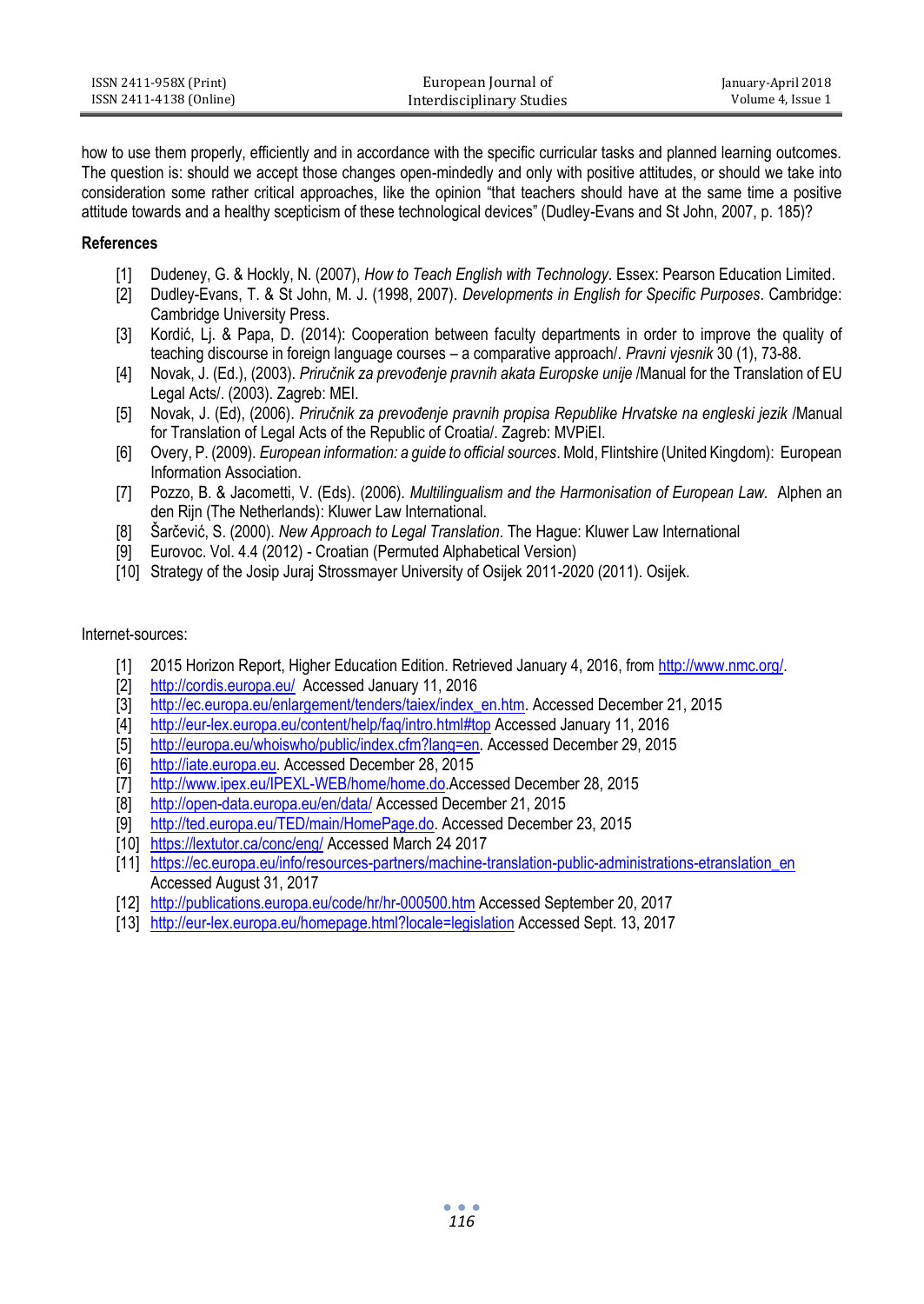how to use them properly, efficiently and in accordance with the specific curricular tasks and planned learning outcomes. The question is: should we accept those changes open-mindedly and only with positive attitudes, or should we take into consideration some rather critical approaches, like the opinion "that teachers should have at the same time a positive attitude towards and a healthy scepticism of these technological devices" (Dudley-Evans and St John, 2007, p. 185)?

**References**

[1] Dudeney, G. & Hockly, N. (2007), *How to Teach English with Technology*. Essex: Pearson Education Limited.

[2] Dudley-Evans, T. & St John, M. J. (1998, 2007). *Developments in English for Specific Purposes*. Cambridge: Cambridge University Press.

[3] Kordić, Lj. & Papa, D. (2014): Cooperation between faculty departments in order to improve the quality of teaching discourse in foreign language courses – a comparative approach/. *Pravni vjesnik* 30 (1), 73-88.

[4] Novak, J. (Ed.), (2003). *Priručnik za prevođenje pravnih akata Europske unije* /Manual for the Translation of EU Legal Acts/. (2003). Zagreb: MEI.

[5] Novak, J. (Ed), (2006). *Priručnik za prevođenje pravnih propisa Republike Hrvatske na engleski jezik* /Manual for Translation of Legal Acts of the Republic of Croatia/. Zagreb: MVPiEI.

[6] Overy, P. (2009). *European information: a guide to official sources*. Mold, Flintshire (United Kingdom): European Information Association.

[7] Pozzo, B. & Jacometti, V. (Eds). (2006). *Multilingualism and the Harmonisation of European Law*. Alphen an den Rijn (The Netherlands): Kluwer Law International.

[8] Šarčević, S. (2000). *New Approach to Legal Translation*. The Hague: Kluwer Law International

[9] Eurovoc. Vol. 4.4 (2012) - Croatian (Permuted Alphabetical Version)

[10] Strategy of the Josip Juraj Strossmayer University of Osijek 2011-2020 (2011). Osijek.

Internet-sources:

[1] 2015 Horizon Report, Higher Education Edition. Retrieved January 4, 2016, from http://www.nmc.org/.

[2] http://cordis.europa.eu/ Accessed January 11, 2016

[3] http://ec.europa.eu/enlargement/tenders/taiex/index_en.htm. Accessed December 21, 2015

[4] http://eur-lex.europa.eu/content/help/faq/intro.html#top Accessed January 11, 2016

[5] http://europa.eu/whoiswho/public/index.cfm?lang=en. Accessed December 29, 2015

[6] http://iate.europa.eu. Accessed December 28, 2015

[7] http://www.ipex.eu/IPEXL-WEB/home/home.do.Accessed December 28, 2015

[8] http://open-data.europa.eu/en/data/ Accessed December 21, 2015

[9] http://ted.europa.eu/TED/main/HomePage.do. Accessed December 23, 2015

[10] https://lextutor.ca/conc/eng/ Accessed March 24 2017

[11] https://ec.europa.eu/info/resources-partners/machine-translation-public-administrations-etranslation_en Accessed August 31, 2017

[12] http://publications.europa.eu/code/hr/hr-000500.htm Accessed September 20, 2017

[13] http://eur-lex.europa.eu/homepage.html?locale=legislation Accessed Sept. 13, 2017